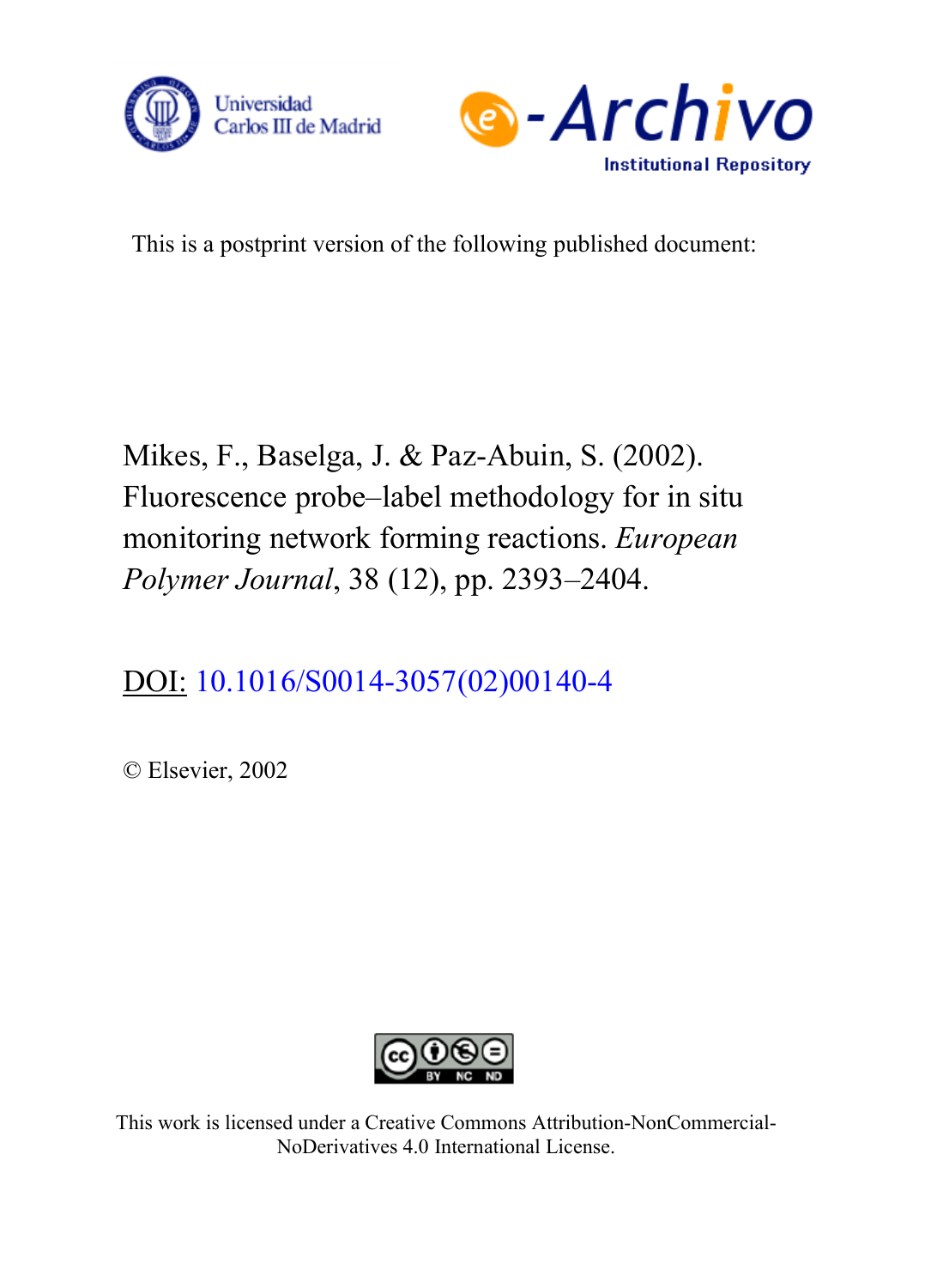Universidad Carlos III de Madrid

e-Archivo Institutional Repository

This is a postprint version of the following published document:

Mikes, F., Baselga, J. & Paz-Abuin, S. (2002). Fluorescence probe–label methodology for in situ monitoring network forming reactions. *European Polymer Journal*, 38 (12), pp. 2393–2404.

DOI: 10.1016/S0014-3057(02)00140-4

© Elsevier, 2002

This work is licensed under a Creative Commons Attribution-NonCommercial-NoDerivatives 4.0 International License.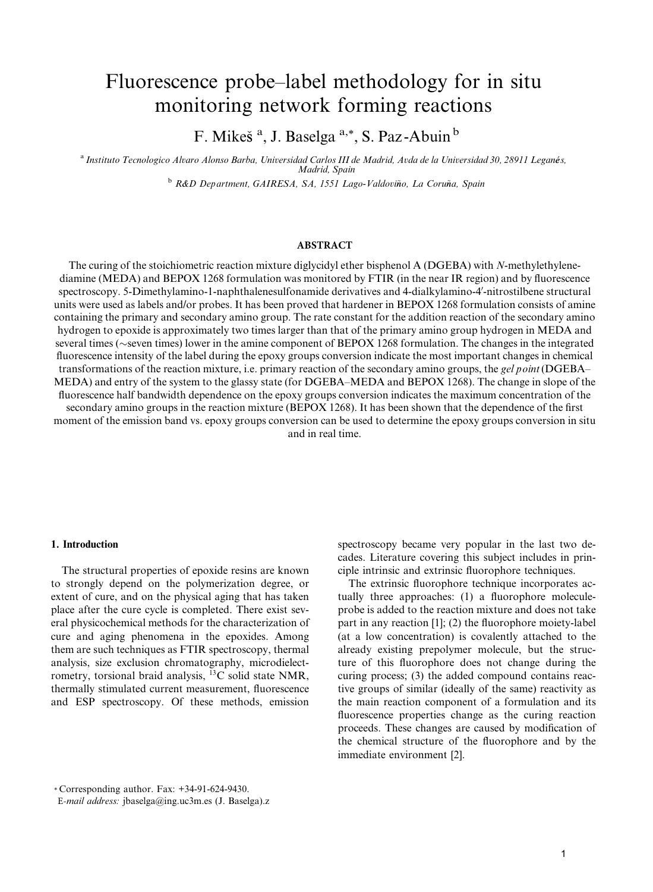# Fluorescence probe–label methodology for in situ monitoring network forming reactions

F. Mikeš [a], J. Baselga [a,*], S. Paz-Abuin [b]

[a] *Instituto Tecnologico Alvaro Alonso Barba, Universidad Carlos III de Madrid, Avda de la Universidad 30, 28911 Leganés, Madrid, Spain*

[b] *R&D Department, GAIRESA, SA, 1551 Lago-Valdoviño, La Coruña, Spain*

## ABSTRACT

The curing of the stoichiometric reaction mixture diglycidyl ether bisphenol A (DGEBA) with *N*-methylethylenediamine (MEDA) and BEPOX 1268 formulation was monitored by FTIR (in the near IR region) and by fluorescence spectroscopy. 5-Dimethylamino-1-naphthalenesulfonamide derivatives and 4-dialkylamino-4′-nitrostilbene structural units were used as labels and/or probes. It has been proved that hardener in BEPOX 1268 formulation consists of amine containing the primary and secondary amino group. The rate constant for the addition reaction of the secondary amino hydrogen to epoxide is approximately two times larger than that of the primary amino group hydrogen in MEDA and several times (~seven times) lower in the amine component of BEPOX 1268 formulation. The changes in the integrated fluorescence intensity of the label during the epoxy groups conversion indicate the most important changes in chemical transformations of the reaction mixture, i.e. primary reaction of the secondary amino groups, the *gel point* (DGEBA–MEDA) and entry of the system to the glassy state (for DGEBA–MEDA and BEPOX 1268). The change in slope of the fluorescence half bandwidth dependence on the epoxy groups conversion indicates the maximum concentration of the secondary amino groups in the reaction mixture (BEPOX 1268). It has been shown that the dependence of the first moment of the emission band vs. epoxy groups conversion can be used to determine the epoxy groups conversion in situ and in real time.

## 1. Introduction

The structural properties of epoxide resins are known to strongly depend on the polymerization degree, or extent of cure, and on the physical aging that has taken place after the cure cycle is completed. There exist several physicochemical methods for the characterization of cure and aging phenomena in the epoxides. Among them are such techniques as FTIR spectroscopy, thermal analysis, size exclusion chromatography, microdielectrometry, torsional braid analysis, $^{13}C$ solid state NMR, thermally stimulated current measurement, fluorescence and ESP spectroscopy. Of these methods, emission spectroscopy became very popular in the last two decades. Literature covering this subject includes in principle intrinsic and extrinsic fluorophore techniques.

The extrinsic fluorophore technique incorporates actually three approaches: (1) a fluorophore molecule-probe is added to the reaction mixture and does not take part in any reaction [1]; (2) the fluorophore moiety-label (at a low concentration) is covalently attached to the already existing prepolymer molecule, but the structure of this fluorophore does not change during the curing process; (3) the added compound contains reactive groups of similar (ideally of the same) reactivity as the main reaction component of a formulation and its fluorescence properties change as the curing reaction proceeds. These changes are caused by modification of the chemical structure of the fluorophore and by the immediate environment [2].

* Corresponding author. Fax: +34-91-624-9430.
E-*mail address:* jbaselga@ing.uc3m.es (J. Baselga).z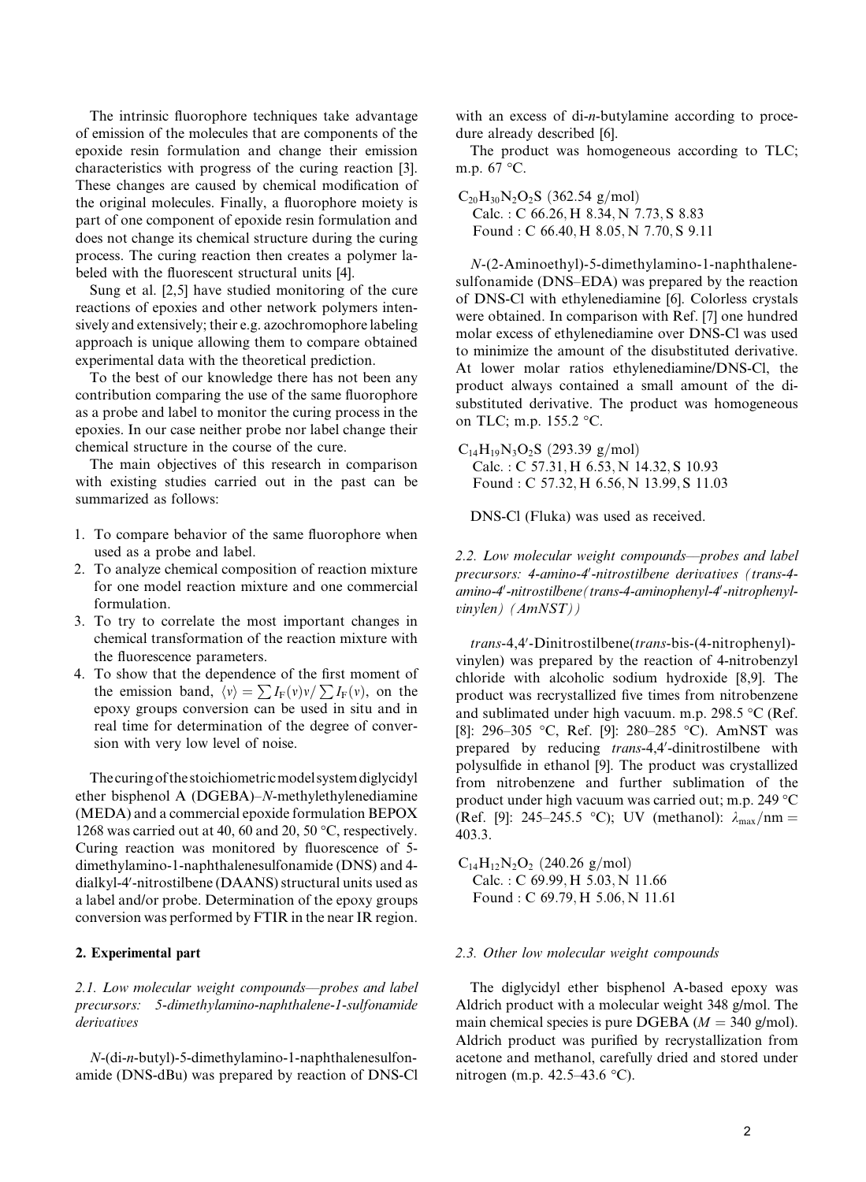The intrinsic fluorophore techniques take advantage of emission of the molecules that are components of the epoxide resin formulation and change their emission characteristics with progress of the curing reaction [3]. These changes are caused by chemical modification of the original molecules. Finally, a fluorophore moiety is part of one component of epoxide resin formulation and does not change its chemical structure during the curing process. The curing reaction then creates a polymer labeled with the fluorescent structural units [4].

Sung et al. [2,5] have studied monitoring of the cure reactions of epoxies and other network polymers intensively and extensively; their e.g. azochromophore labeling approach is unique allowing them to compare obtained experimental data with the theoretical prediction.

To the best of our knowledge there has not been any contribution comparing the use of the same fluorophore as a probe and label to monitor the curing process in the epoxies. In our case neither probe nor label change their chemical structure in the course of the cure.

The main objectives of this research in comparison with existing studies carried out in the past can be summarized as follows:

1. To compare behavior of the same fluorophore when used as a probe and label.
2. To analyze chemical composition of reaction mixture for one model reaction mixture and one commercial formulation.
3. To try to correlate the most important changes in chemical transformation of the reaction mixture with the fluorescence parameters.
4. To show that the dependence of the first moment of the emission band, $\langle \nu \rangle = \sum I_F(\nu)\nu / \sum I_F(\nu)$, on the epoxy groups conversion can be used in situ and in real time for determination of the degree of conversion with very low level of noise.

The curing of the stoichiometric model system diglycidyl ether bisphenol A (DGEBA)–*N*-methylethylenediamine (MEDA) and a commercial epoxide formulation BEPOX 1268 was carried out at 40, 60 and 20, 50 °C, respectively. Curing reaction was monitored by fluorescence of 5-dimethylamino-1-naphthalenesulfonamide (DNS) and 4-dialkyl-4′-nitrostilbene (DAANS) structural units used as a label and/or probe. Determination of the epoxy groups conversion was performed by FTIR in the near IR region.

## 2. Experimental part

### 2.1. Low molecular weight compounds—probes and label precursors: 5-dimethylamino-naphthalene-1-sulfonamide derivatives

*N*-(di-*n*-butyl)-5-dimethylamino-1-naphthalenesulfonamide (DNS-dBu) was prepared by reaction of DNS-Cl with an excess of di-*n*-butylamine according to procedure already described [6].

The product was homogeneous according to TLC; m.p. 67 °C.

$C_{20}H_{30}N_2O_2S$ (362.54 g/mol)
Calc. : C 66.26, H 8.34, N 7.73, S 8.83
Found : C 66.40, H 8.05, N 7.70, S 9.11

*N*-(2-Aminoethyl)-5-dimethylamino-1-naphthalenesulfonamide (DNS–EDA) was prepared by the reaction of DNS-Cl with ethylenediamine [6]. Colorless crystals were obtained. In comparison with Ref. [7] one hundred molar excess of ethylenediamine over DNS-Cl was used to minimize the amount of the disubstituted derivative. At lower molar ratios ethylenediamine/DNS-Cl, the product always contained a small amount of the disubstituted derivative. The product was homogeneous on TLC; m.p. 155.2 °C.

$C_{14}H_{19}N_3O_2S$ (293.39 g/mol)
Calc. : C 57.31, H 6.53, N 14.32, S 10.93
Found : C 57.32, H 6.56, N 13.99, S 11.03

DNS-Cl (Fluka) was used as received.

### 2.2. Low molecular weight compounds—probes and label precursors: 4-amino-4′-nitrostilbene derivatives (trans-4-amino-4′-nitrostilbene(trans-4-aminophenyl-4′-nitrophenylvinylen) (AmNST))

*trans*-4,4′-Dinitrostilbene(*trans*-bis-(4-nitrophenyl)-vinylen) was prepared by the reaction of 4-nitrobenzyl chloride with alcoholic sodium hydroxide [8,9]. The product was recrystallized five times from nitrobenzene and sublimated under high vacuum. m.p. 298.5 °C (Ref. [8]: 296–305 °C, Ref. [9]: 280–285 °C). AmNST was prepared by reducing *trans*-4,4′-dinitrostilbene with polysulfide in ethanol [9]. The product was crystallized from nitrobenzene and further sublimation of the product under high vacuum was carried out; m.p. 249 °C (Ref. [9]: 245–245.5 °C); UV (methanol): $\lambda_{max}$/nm = 403.3.

$C_{14}H_{12}N_2O_2$ (240.26 g/mol)
Calc. : C 69.99, H 5.03, N 11.66
Found : C 69.79, H 5.06, N 11.61

### 2.3. Other low molecular weight compounds

The diglycidyl ether bisphenol A-based epoxy was Aldrich product with a molecular weight 348 g/mol. The main chemical species is pure DGEBA ($M$ = 340 g/mol). Aldrich product was purified by recrystallization from acetone and methanol, carefully dried and stored under nitrogen (m.p. 42.5–43.6 °C).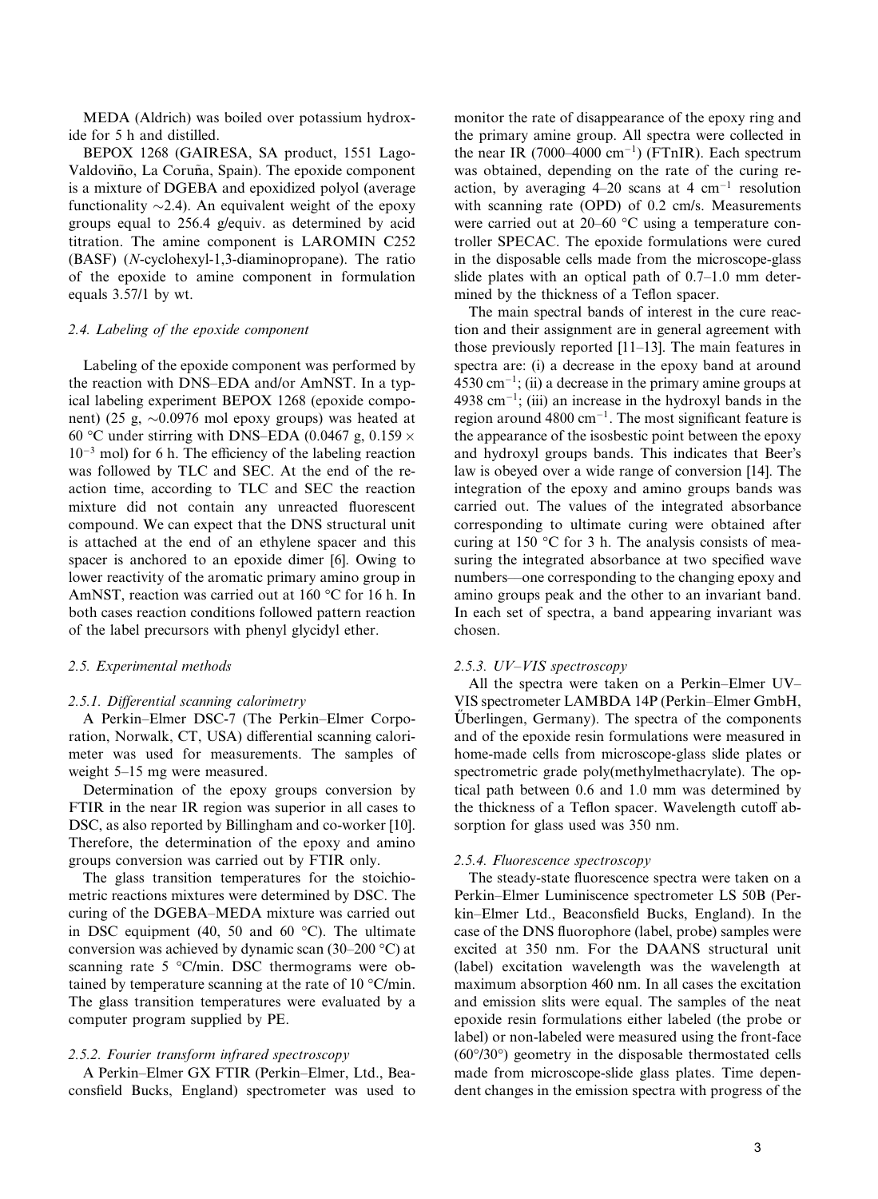MEDA (Aldrich) was boiled over potassium hydroxide for 5 h and distilled.

BEPOX 1268 (GAIRESA, SA product, 1551 Lago-Valdoviño, La Coruña, Spain). The epoxide component is a mixture of DGEBA and epoxidized polyol (average functionality ~2.4). An equivalent weight of the epoxy groups equal to 256.4 g/equiv. as determined by acid titration. The amine component is LAROMIN C252 (BASF) (*N*-cyclohexyl-1,3-diaminopropane). The ratio of the epoxide to amine component in formulation equals 3.57/1 by wt.

### 2.4. Labeling of the epoxide component

Labeling of the epoxide component was performed by the reaction with DNS–EDA and/or AmNST. In a typical labeling experiment BEPOX 1268 (epoxide component) (25 g, ~0.0976 mol epoxy groups) was heated at 60 °C under stirring with DNS–EDA (0.0467 g, $0.159 \times 10^{-3}$ mol) for 6 h. The efficiency of the labeling reaction was followed by TLC and SEC. At the end of the reaction time, according to TLC and SEC the reaction mixture did not contain any unreacted fluorescent compound. We can expect that the DNS structural unit is attached at the end of an ethylene spacer and this spacer is anchored to an epoxide dimer [6]. Owing to lower reactivity of the aromatic primary amino group in AmNST, reaction was carried out at 160 °C for 16 h. In both cases reaction conditions followed pattern reaction of the label precursors with phenyl glycidyl ether.

### 2.5. Experimental methods

#### 2.5.1. Differential scanning calorimetry

A Perkin–Elmer DSC-7 (The Perkin–Elmer Corporation, Norwalk, CT, USA) differential scanning calorimeter was used for measurements. The samples of weight 5–15 mg were measured.

Determination of the epoxy groups conversion by FTIR in the near IR region was superior in all cases to DSC, as also reported by Billingham and co-worker [10]. Therefore, the determination of the epoxy and amino groups conversion was carried out by FTIR only.

The glass transition temperatures for the stoichiometric reactions mixtures were determined by DSC. The curing of the DGEBA–MEDA mixture was carried out in DSC equipment (40, 50 and 60 °C). The ultimate conversion was achieved by dynamic scan (30–200 °C) at scanning rate 5 °C/min. DSC thermograms were obtained by temperature scanning at the rate of 10 °C/min. The glass transition temperatures were evaluated by a computer program supplied by PE.

#### 2.5.2. Fourier transform infrared spectroscopy

A Perkin–Elmer GX FTIR (Perkin–Elmer, Ltd., Beaconsfield Bucks, England) spectrometer was used to monitor the rate of disappearance of the epoxy ring and the primary amine group. All spectra were collected in the near IR (7000–4000 $cm^{-1}$) (FTnIR). Each spectrum was obtained, depending on the rate of the curing reaction, by averaging 4–20 scans at 4 $cm^{-1}$ resolution with scanning rate (OPD) of 0.2 cm/s. Measurements were carried out at 20–60 °C using a temperature controller SPECAC. The epoxide formulations were cured in the disposable cells made from the microscope-glass slide plates with an optical path of 0.7–1.0 mm determined by the thickness of a Teflon spacer.

The main spectral bands of interest in the cure reaction and their assignment are in general agreement with those previously reported [11–13]. The main features in spectra are: (i) a decrease in the epoxy band at around 4530 $cm^{-1}$; (ii) a decrease in the primary amine groups at 4938 $cm^{-1}$; (iii) an increase in the hydroxyl bands in the region around 4800 $cm^{-1}$. The most significant feature is the appearance of the isosbestic point between the epoxy and hydroxyl groups bands. This indicates that Beer's law is obeyed over a wide range of conversion [14]. The integration of the epoxy and amino groups bands was carried out. The values of the integrated absorbance corresponding to ultimate curing were obtained after curing at 150 °C for 3 h. The analysis consists of measuring the integrated absorbance at two specified wave numbers—one corresponding to the changing epoxy and amino groups peak and the other to an invariant band. In each set of spectra, a band appearing invariant was chosen.

#### 2.5.3. UV–VIS spectroscopy

All the spectra were taken on a Perkin–Elmer UV–VIS spectrometer LAMBDA 14P (Perkin–Elmer GmbH, Überlingen, Germany). The spectra of the components and of the epoxide resin formulations were measured in home-made cells from microscope-glass slide plates or spectrometric grade poly(methylmethacrylate). The optical path between 0.6 and 1.0 mm was determined by the thickness of a Teflon spacer. Wavelength cutoff absorption for glass used was 350 nm.

#### 2.5.4. Fluorescence spectroscopy

The steady-state fluorescence spectra were taken on a Perkin–Elmer Luminiscence spectrometer LS 50B (Perkin–Elmer Ltd., Beaconsfield Bucks, England). In the case of the DNS fluorophore (label, probe) samples were excited at 350 nm. For the DAANS structural unit (label) excitation wavelength was the wavelength at maximum absorption 460 nm. In all cases the excitation and emission slits were equal. The samples of the neat epoxide resin formulations either labeled (the probe or label) or non-labeled were measured using the front-face (60°/30°) geometry in the disposable thermostated cells made from microscope-slide glass plates. Time dependent changes in the emission spectra with progress of the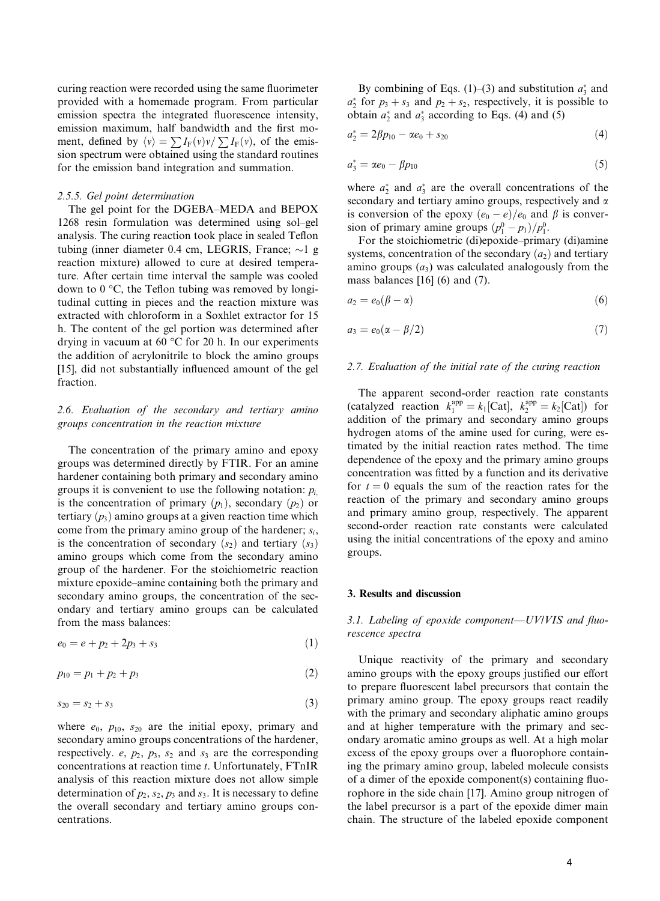curing reaction were recorded using the same fluorimeter provided with a homemade program. From particular emission spectra the integrated fluorescence intensity, emission maximum, half bandwidth and the first moment, defined by $\langle v \rangle = \sum I_F(v)v / \sum I_F(v)$, of the emission spectrum were obtained using the standard routines for the emission band integration and summation.

#### 2.5.5. Gel point determination

The gel point for the DGEBA–MEDA and BEPOX 1268 resin formulation was determined using sol–gel analysis. The curing reaction took place in sealed Teflon tubing (inner diameter 0.4 cm, LEGRIS, France; ~1 g reaction mixture) allowed to cure at desired temperature. After certain time interval the sample was cooled down to 0 °C, the Teflon tubing was removed by longitudinal cutting in pieces and the reaction mixture was extracted with chloroform in a Soxhlet extractor for 15 h. The content of the gel portion was determined after drying in vacuum at 60 °C for 20 h. In our experiments the addition of acrylonitrile to block the amino groups [15], did not substantially influenced amount of the gel fraction.

### 2.6. Evaluation of the secondary and tertiary amino groups concentration in the reaction mixture

The concentration of the primary amino and epoxy groups was determined directly by FTIR. For an amine hardener containing both primary and secondary amino groups it is convenient to use the following notation: $p_i$, is the concentration of primary ($p_1$), secondary ($p_2$) or tertiary ($p_3$) amino groups at a given reaction time which come from the primary amino group of the hardener; $s_i$, is the concentration of secondary ($s_2$) and tertiary ($s_3$) amino groups which come from the secondary amino group of the hardener. For the stoichiometric reaction mixture epoxide–amine containing both the primary and secondary amino groups, the concentration of the secondary and tertiary amino groups can be calculated from the mass balances:

$$e_0 = e + p_2 + 2p_3 + s_3 \tag{1}$$

$$p_{10} = p_1 + p_2 + p_3 \tag{2}$$

$$s_{20} = s_2 + s_3 \tag{3}$$

where $e_0$, $p_{10}$, $s_{20}$ are the initial epoxy, primary and secondary amino groups concentrations of the hardener, respectively. $e$, $p_2$, $p_3$, $s_2$ and $s_3$ are the corresponding concentrations at reaction time $t$. Unfortunately, FTnIR analysis of this reaction mixture does not allow simple determination of $p_2$, $s_2$, $p_3$ and $s_3$. It is necessary to define the overall secondary and tertiary amino groups concentrations.

By combining of Eqs. (1)–(3) and substitution $a_3^*$ and $a_2^*$ for $p_3 + s_3$ and $p_2 + s_2$, respectively, it is possible to obtain $a_2^*$ and $a_3^*$ according to Eqs. (4) and (5)

$$a_2^* = 2\beta p_{10} - \alpha e_0 + s_{20} \tag{4}$$

$$a_3^* = \alpha e_0 - \beta p_{10} \tag{5}$$

where $a_2^*$ and $a_3^*$ are the overall concentrations of the secondary and tertiary amino groups, respectively and $\alpha$ is conversion of the epoxy $(e_0 - e)/e_0$ and $\beta$ is conversion of primary amine groups $(p_1^0 - p_1)/p_1^0$.

For the stoichiometric (di)epoxide–primary (di)amine systems, concentration of the secondary ($a_2$) and tertiary amino groups ($a_3$) was calculated analogously from the mass balances [16] (6) and (7).

$$a_2 = e_0(\beta - \alpha) \tag{6}$$

$$a_3 = e_0(\alpha - \beta/2) \tag{7}$$

### 2.7. Evaluation of the initial rate of the curing reaction

The apparent second-order reaction rate constants (catalyzed reaction $k_1^{app} = k_1[\text{Cat}]$, $k_2^{app} = k_2[\text{Cat}]$) for addition of the primary and secondary amino groups hydrogen atoms of the amine used for curing, were estimated by the initial reaction rates method. The time dependence of the epoxy and the primary amino groups concentration was fitted by a function and its derivative for $t = 0$ equals the sum of the reaction rates for the reaction of the primary and secondary amino groups and primary amino group, respectively. The apparent second-order reaction rate constants were calculated using the initial concentrations of the epoxy and amino groups.

## 3. Results and discussion

### 3.1. Labeling of epoxide component—UV/VIS and fluorescence spectra

Unique reactivity of the primary and secondary amino groups with the epoxy groups justified our effort to prepare fluorescent label precursors that contain the primary amino group. The epoxy groups react readily with the primary and secondary aliphatic amino groups and at higher temperature with the primary and secondary aromatic amino groups as well. At a high molar excess of the epoxy groups over a fluorophore containing the primary amino group, labeled molecule consists of a dimer of the epoxide component(s) containing fluorophore in the side chain [17]. Amino group nitrogen of the label precursor is a part of the epoxide dimer main chain. The structure of the labeled epoxide component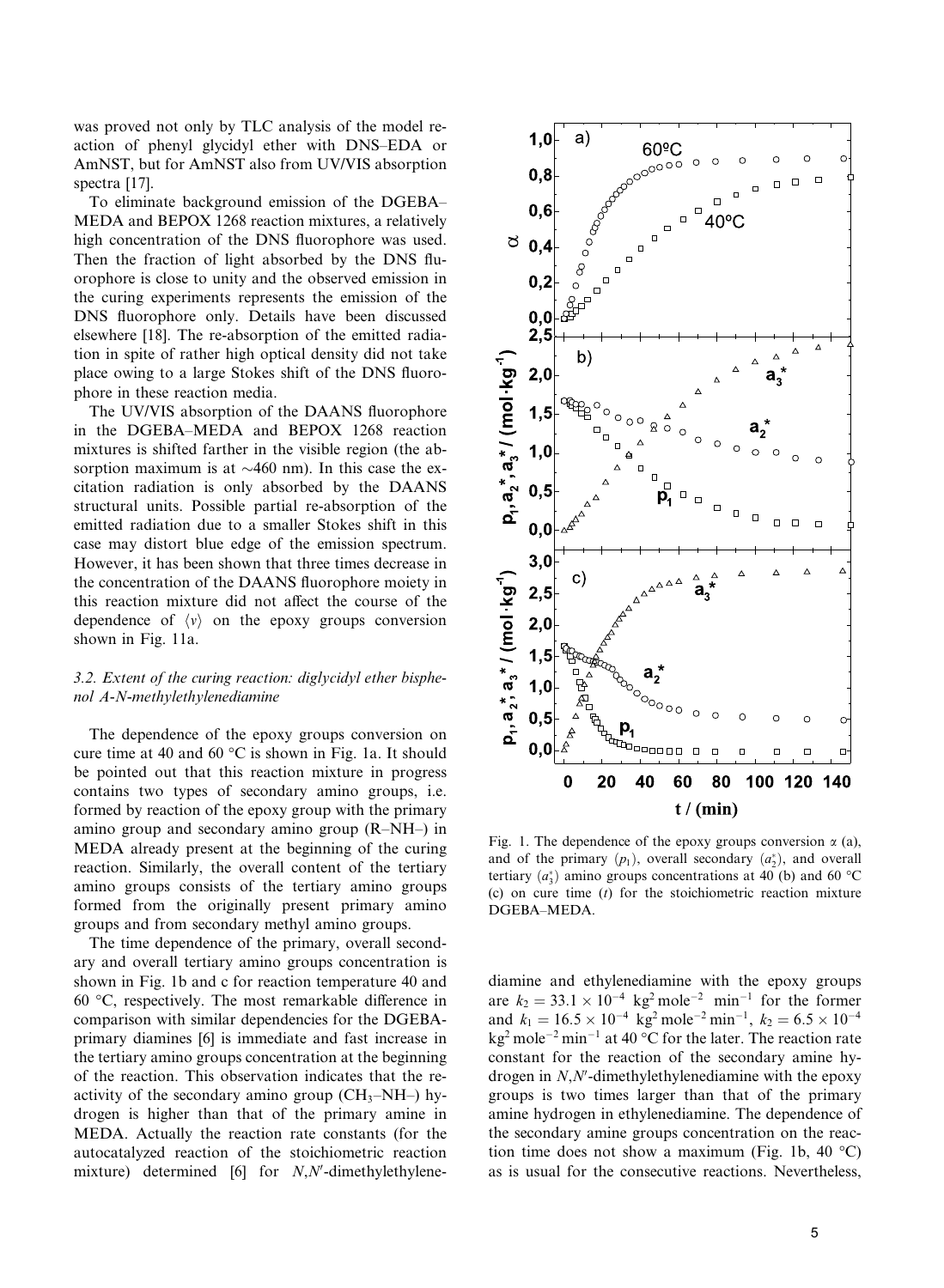was proved not only by TLC analysis of the model reaction of phenyl glycidyl ether with DNS–EDA or AmNST, but for AmNST also from UV/VIS absorption spectra [17].

To eliminate background emission of the DGEBA–MEDA and BEPOX 1268 reaction mixtures, a relatively high concentration of the DNS fluorophore was used. Then the fraction of light absorbed by the DNS fluorophore is close to unity and the observed emission in the curing experiments represents the emission of the DNS fluorophore only. Details have been discussed elsewhere [18]. The re-absorption of the emitted radiation in spite of rather high optical density did not take place owing to a large Stokes shift of the DNS fluorophore in these reaction media.

The UV/VIS absorption of the DAANS fluorophore in the DGEBA–MEDA and BEPOX 1268 reaction mixtures is shifted farther in the visible region (the absorption maximum is at ~460 nm). In this case the excitation radiation is only absorbed by the DAANS structural units. Possible partial re-absorption of the emitted radiation due to a smaller Stokes shift in this case may distort blue edge of the emission spectrum. However, it has been shown that three times decrease in the concentration of the DAANS fluorophore moiety in this reaction mixture did not affect the course of the dependence of $\langle v \rangle$ on the epoxy groups conversion shown in Fig. 11a.

### 3.2. Extent of the curing reaction: diglycidyl ether bisphenol A-N-methylethylenediamine

The dependence of the epoxy groups conversion on cure time at 40 and 60 °C is shown in Fig. 1a. It should be pointed out that this reaction mixture in progress contains two types of secondary amino groups, i.e. formed by reaction of the epoxy group with the primary amino group and secondary amino group (R–NH–) in MEDA already present at the beginning of the curing reaction. Similarly, the overall content of the tertiary amino groups consists of the tertiary amino groups formed from the originally present primary amino groups and from secondary methyl amino groups.

The time dependence of the primary, overall secondary and overall tertiary amino groups concentration is shown in Fig. 1b and c for reaction temperature 40 and 60 °C, respectively. The most remarkable difference in comparison with similar dependencies for the DGEBA-primary diamines [6] is immediate and fast increase in the tertiary amino groups concentration at the beginning of the reaction. This observation indicates that the reactivity of the secondary amino group ($CH_3$–NH–) hydrogen is higher than that of the primary amine in MEDA. Actually the reaction rate constants (for the autocatalyzed reaction of the stoichiometric reaction mixture) determined [6] for $N,N'$-dimethylethylenediamine and ethylenediamine with the epoxy groups are $k_2 = 33.1 \times 10^{-4}$ kg$^2$ mole$^{-2}$ min$^{-1}$ for the former and $k_1 = 16.5 \times 10^{-4}$ kg$^2$ mole$^{-2}$ min$^{-1}$, $k_2 = 6.5 \times 10^{-4}$ kg$^2$ mole$^{-2}$ min$^{-1}$ at 40 °C for the later. The reaction rate constant for the reaction of the secondary amine hydrogen in $N,N'$-dimethylethylenediamine with the epoxy groups is two times larger than that of the primary amine hydrogen in ethylenediamine. The dependence of the secondary amine groups concentration on the reaction time does not show a maximum (Fig. 1b, 40 °C) as is usual for the consecutive reactions. Nevertheless,

a)
60ºC
40ºC
α
b)
$p_1, a_2^*, a_3^*$ / (mol·kg$^{-1}$)
$a_3^*$
$a_2^*$
$p_1$
c)
$p_1, a_2^*, a_3^*$ / (mol·kg$^{-1}$)
$a_3^*$
$a_2^*$
$p_1$
t / (min)

Fig. 1. The dependence of the epoxy groups conversion α (a), and of the primary ($p_1$), overall secondary ($a_2^*$), and overall tertiary ($a_3^*$) amino groups concentrations at 40 (b) and 60 °C (c) on cure time ($t$) for the stoichiometric reaction mixture DGEBA–MEDA.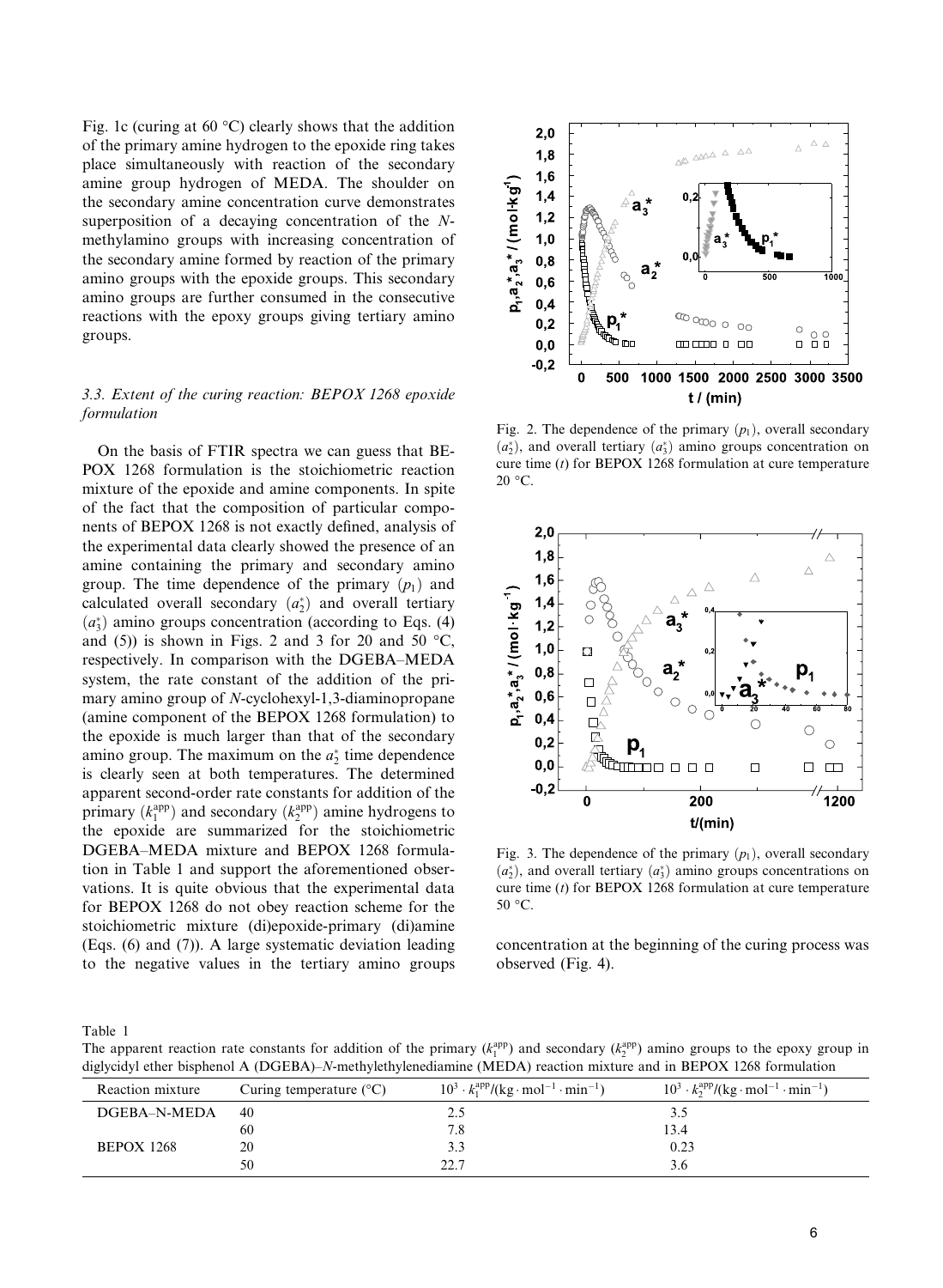Fig. 1c (curing at 60 °C) clearly shows that the addition of the primary amine hydrogen to the epoxide ring takes place simultaneously with reaction of the secondary amine group hydrogen of MEDA. The shoulder on the secondary amine concentration curve demonstrates superposition of a decaying concentration of the *N*-methylamino groups with increasing concentration of the secondary amine formed by reaction of the primary amino groups with the epoxide groups. This secondary amino groups are further consumed in the consecutive reactions with the epoxy groups giving tertiary amino groups.

### 3.3. Extent of the curing reaction: BEPOX 1268 epoxide formulation

On the basis of FTIR spectra we can guess that BEPOX 1268 formulation is the stoichiometric reaction mixture of the epoxide and amine components. In spite of the fact that the composition of particular components of BEPOX 1268 is not exactly defined, analysis of the experimental data clearly showed the presence of an amine containing the primary and secondary amino group. The time dependence of the primary ($p_1$) and calculated overall secondary ($a_2^*$) and overall tertiary ($a_3^*$) amino groups concentration (according to Eqs. (4) and (5)) is shown in Figs. 2 and 3 for 20 and 50 °C, respectively. In comparison with the DGEBA–MEDA system, the rate constant of the addition of the primary amino group of *N*-cyclohexyl-1,3-diaminopropane (amine component of the BEPOX 1268 formulation) to the epoxide is much larger than that of the secondary amino group. The maximum on the $a_2^*$ time dependence is clearly seen at both temperatures. The determined apparent second-order rate constants for addition of the primary ($k_1^{app}$) and secondary ($k_2^{app}$) amine hydrogens to the epoxide are summarized for the stoichiometric DGEBA–MEDA mixture and BEPOX 1268 formulation in Table 1 and support the aforementioned observations. It is quite obvious that the experimental data for BEPOX 1268 do not obey reaction scheme for the stoichiometric mixture (di)epoxide-primary (di)amine (Eqs. (6) and (7)). A large systematic deviation leading to the negative values in the tertiary amino groups concentration at the beginning of the curing process was observed (Fig. 4).

2,0
1,8
1,6
1,4
1,2
1,0
0,8
0,6
0,4
0,2
0,0
-0,2
$p_1, a_2^*, a_3^*$ / (mol·kg$^{-1}$)
0 500 1000 1500 2000 2500 3000 3500
t / (min)
$a_3^*$
$a_2^*$
$p_1^*$
0,2
0,0
0 500 1000
$a_3^*$
$p_1^*$

Fig. 2. The dependence of the primary ($p_1$), overall secondary ($a_2^*$), and overall tertiary ($a_3^*$) amino groups concentration on cure time ($t$) for BEPOX 1268 formulation at cure temperature 20 °C.

2,0
1,8
1,6
1,4
1,2
1,0
0,8
0,6
0,4
0,2
0,0
-0,2
$p_1, a_2^*, a_3^*$ / (mol·kg$^{-1}$)
0 200 1200
t/(min)
$a_3^*$
$a_2^*$
$p_1$
0,4
0,2
0,0
0 20 40 60 80
$p_1$
$a_3^*$

Fig. 3. The dependence of the primary ($p_1$), overall secondary ($a_2^*$), and overall tertiary ($a_3^*$) amino groups concentrations on cure time ($t$) for BEPOX 1268 formulation at cure temperature 50 °C.

Table 1
The apparent reaction rate constants for addition of the primary ($k_1^{app}$) and secondary ($k_2^{app}$) amino groups to the epoxy group in diglycidyl ether bisphenol A (DGEBA)–*N*-methylethylenediamine (MEDA) reaction mixture and in BEPOX 1268 formulation

| Reaction mixture | Curing temperature (°C) | $10^3 \cdot k_1^{app}/(\text{kg} \cdot \text{mol}^{-1} \cdot \text{min}^{-1})$ | $10^3 \cdot k_2^{app}/(\text{kg} \cdot \text{mol}^{-1} \cdot \text{min}^{-1})$ |
|---|---|---|---|
| DGEBA–N-MEDA | 40 | 2.5 | 3.5 |
| | 60 | 7.8 | 13.4 |
| BEPOX 1268 | 20 | 3.3 | 0.23 |
| | 50 | 22.7 | 3.6 |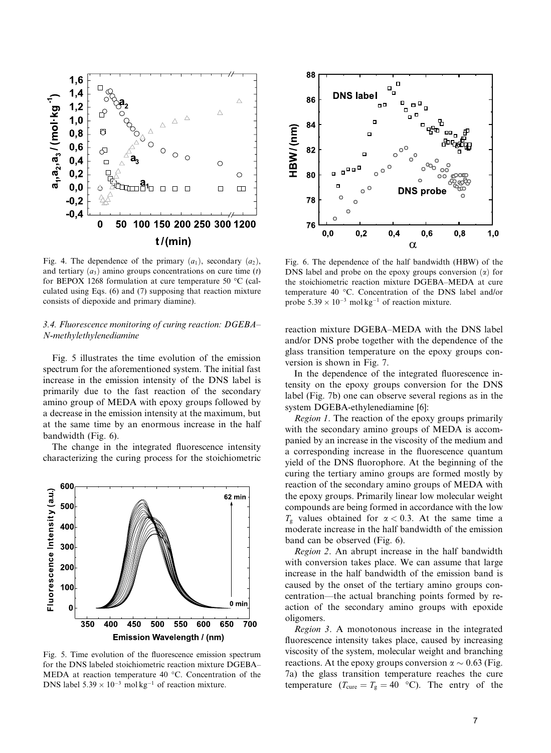1,6
1,4
1,2
1,0
0,8
0,6
0,4
0,2
0,0
-0,2
-0,4

$a_1, a_2, a_3$ / (mol·kg$^{-1}$)

$a_2$

$a_3$

$a_1$

0 50 100 150 200 250 300 1200

t/(min)

Fig. 4. The dependence of the primary ($a_1$), secondary ($a_2$), and tertiary ($a_3$) amino groups concentrations on cure time ($t$) for BEPOX 1268 formulation at cure temperature 50 °C (calculated using Eqs. (6) and (7) supposing that reaction mixture consists of diepoxide and primary diamine).

### 3.4. Fluorescence monitoring of curing reaction: DGEBA–N-methylethylenediamine

Fig. 5 illustrates the time evolution of the emission spectrum for the aforementioned system. The initial fast increase in the emission intensity of the DNS label is primarily due to the fast reaction of the secondary amino group of MEDA with epoxy groups followed by a decrease in the emission intensity at the maximum, but at the same time by an enormous increase in the half bandwidth (Fig. 6).

The change in the integrated fluorescence intensity characterizing the curing process for the stoichiometric

600
500
400
300
200
100
0

Fluorescence Intensity (a.u.)

62 min

0 min

350 400 450 500 550 600 650 700

Emission Wavelength / (nm)

Fig. 5. Time evolution of the fluorescence emission spectrum for the DNS labeled stoichiometric reaction mixture DGEBA–MEDA at reaction temperature 40 °C. Concentration of the DNS label $5.39 \times 10^{-3}$ mol kg$^{-1}$ of reaction mixture.

88
86
84
82
80
78
76

HBW/(nm)

DNS label

DNS probe

0,0 0,2 0,4 0,6 0,8 1,0

α

Fig. 6. The dependence of the half bandwidth (HBW) of the DNS label and probe on the epoxy groups conversion ($\alpha$) for the stoichiometric reaction mixture DGEBA–MEDA at cure temperature 40 °C. Concentration of the DNS label and/or probe $5.39 \times 10^{-3}$ mol kg$^{-1}$ of reaction mixture.

reaction mixture DGEBA–MEDA with the DNS label and/or DNS probe together with the dependence of the glass transition temperature on the epoxy groups conversion is shown in Fig. 7.

In the dependence of the integrated fluorescence intensity on the epoxy groups conversion for the DNS label (Fig. 7b) one can observe several regions as in the system DGEBA-ethylenediamine [6]:

*Region 1*. The reaction of the epoxy groups primarily with the secondary amino groups of MEDA is accompanied by an increase in the viscosity of the medium and a corresponding increase in the fluorescence quantum yield of the DNS fluorophore. At the beginning of the curing the tertiary amino groups are formed mostly by reaction of the secondary amino groups of MEDA with the epoxy groups. Primarily linear low molecular weight compounds are being formed in accordance with the low $T_g$ values obtained for $\alpha < 0.3$. At the same time a moderate increase in the half bandwidth of the emission band can be observed (Fig. 6).

*Region 2*. An abrupt increase in the half bandwidth with conversion takes place. We can assume that large increase in the half bandwidth of the emission band is caused by the onset of the tertiary amino groups concentration—the actual branching points formed by reaction of the secondary amino groups with epoxide oligomers.

*Region 3*. A monotonous increase in the integrated fluorescence intensity takes place, caused by increasing viscosity of the system, molecular weight and branching reactions. At the epoxy groups conversion $\alpha \sim 0.63$ (Fig. 7a) the glass transition temperature reaches the cure temperature ($T_{cure} = T_g = 40$ °C). The entry of the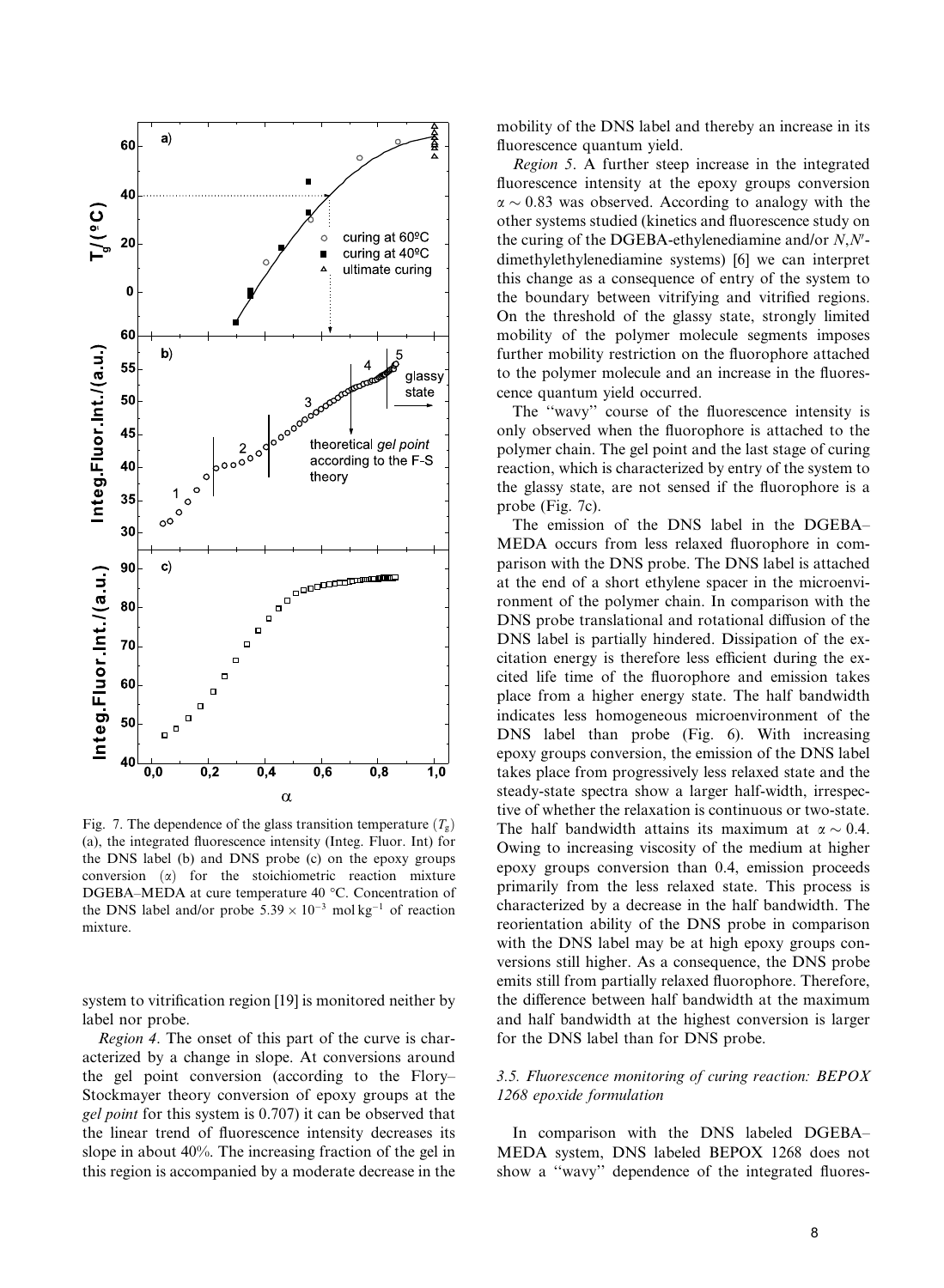a)

$T_g$/(°C)

60
40
20
0

curing at 60ºC
curing at 40ºC
ultimate curing

b)

Integ.Fluor.Int./(a.u.)

60
55
50
45
40
35
30

1
2
3
4
5

glassy state

theoretical *gel point* according to the F-S theory

c)

Integ.Fluor.Int./(a.u.)

90
80
70
60
50
40

0,0 0,2 0,4 0,6 0,8 1,0

α

Fig. 7. The dependence of the glass transition temperature ($T_g$) (a), the integrated fluorescence intensity (Integ. Fluor. Int) for the DNS label (b) and DNS probe (c) on the epoxy groups conversion ($\alpha$) for the stoichiometric reaction mixture DGEBA–MEDA at cure temperature 40 °C. Concentration of the DNS label and/or probe $5.39 \times 10^{-3}$ mol kg$^{-1}$ of reaction mixture.

system to vitrification region [19] is monitored neither by label nor probe.

*Region 4*. The onset of this part of the curve is characterized by a change in slope. At conversions around the gel point conversion (according to the Flory–Stockmayer theory conversion of epoxy groups at the *gel point* for this system is 0.707) it can be observed that the linear trend of fluorescence intensity decreases its slope in about 40%. The increasing fraction of the gel in this region is accompanied by a moderate decrease in the mobility of the DNS label and thereby an increase in its fluorescence quantum yield.

*Region 5*. A further steep increase in the integrated fluorescence intensity at the epoxy groups conversion $\alpha \sim 0.83$ was observed. According to analogy with the other systems studied (kinetics and fluorescence study on the curing of the DGEBA-ethylenediamine and/or $N,N'$-dimethylethylenediamine systems) [6] we can interpret this change as a consequence of entry of the system to the boundary between vitrifying and vitrified regions. On the threshold of the glassy state, strongly limited mobility of the polymer molecule segments imposes further mobility restriction on the fluorophore attached to the polymer molecule and an increase in the fluorescence quantum yield occurred.

The "wavy" course of the fluorescence intensity is only observed when the fluorophore is attached to the polymer chain. The gel point and the last stage of curing reaction, which is characterized by entry of the system to the glassy state, are not sensed if the fluorophore is a probe (Fig. 7c).

The emission of the DNS label in the DGEBA–MEDA occurs from less relaxed fluorophore in comparison with the DNS probe. The DNS label is attached at the end of a short ethylene spacer in the microenvironment of the polymer chain. In comparison with the DNS probe translational and rotational diffusion of the DNS label is partially hindered. Dissipation of the excitation energy is therefore less efficient during the excited life time of the fluorophore and emission takes place from a higher energy state. The half bandwidth indicates less homogeneous microenvironment of the DNS label than probe (Fig. 6). With increasing epoxy groups conversion, the emission of the DNS label takes place from progressively less relaxed state and the steady-state spectra show a larger half-width, irrespective of whether the relaxation is continuous or two-state. The half bandwidth attains its maximum at $\alpha \sim 0.4$. Owing to increasing viscosity of the medium at higher epoxy groups conversion than 0.4, emission proceeds primarily from the less relaxed state. This process is characterized by a decrease in the half bandwidth. The reorientation ability of the DNS probe in comparison with the DNS label may be at high epoxy groups conversions still higher. As a consequence, the DNS probe emits still from partially relaxed fluorophore. Therefore, the difference between half bandwidth at the maximum and half bandwidth at the highest conversion is larger for the DNS label than for DNS probe.

### 3.5. Fluorescence monitoring of curing reaction: BEPOX 1268 epoxide formulation

In comparison with the DNS labeled DGEBA–MEDA system, DNS labeled BEPOX 1268 does not show a "wavy" dependence of the integrated fluores-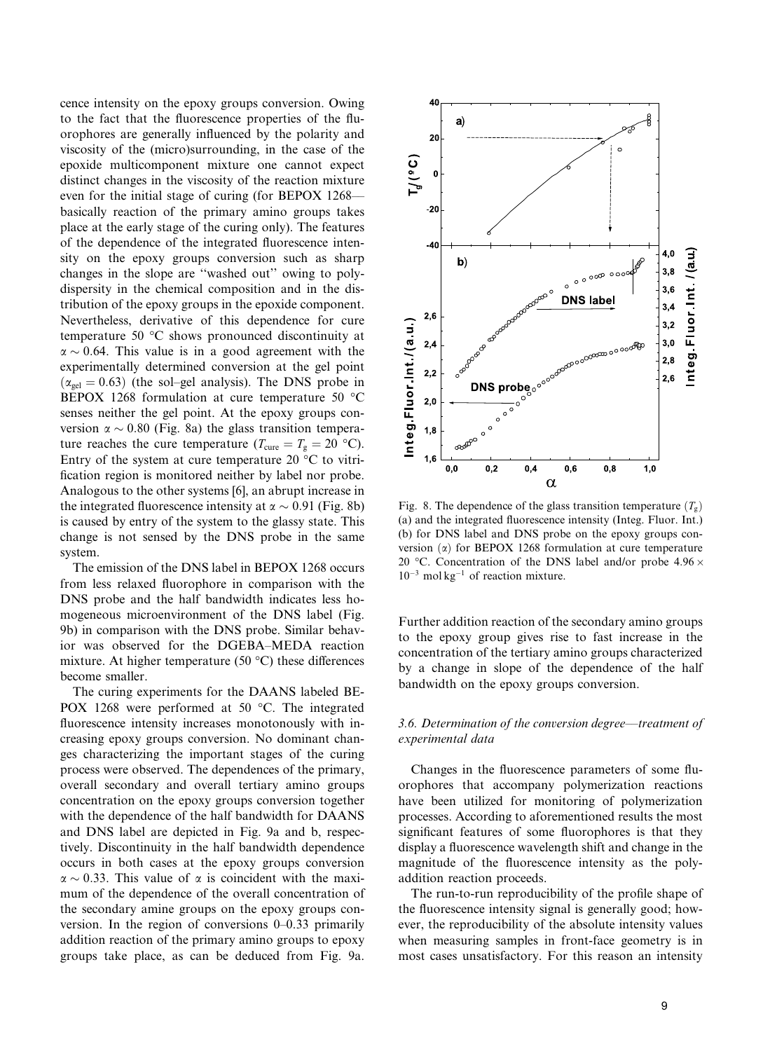cence intensity on the epoxy groups conversion. Owing to the fact that the fluorescence properties of the fluorophores are generally influenced by the polarity and viscosity of the (micro)surrounding, in the case of the epoxide multicomponent mixture one cannot expect distinct changes in the viscosity of the reaction mixture even for the initial stage of curing (for BEPOX 1268—basically reaction of the primary amino groups takes place at the early stage of the curing only). The features of the dependence of the integrated fluorescence intensity on the epoxy groups conversion such as sharp changes in the slope are ''washed out'' owing to polydispersity in the chemical composition and in the distribution of the epoxy groups in the epoxide component. Nevertheless, derivative of this dependence for cure temperature 50 °C shows pronounced discontinuity at $\alpha \sim 0.64$. This value is in a good agreement with the experimentally determined conversion at the gel point ($\alpha_{gel} = 0.63$) (the sol–gel analysis). The DNS probe in BEPOX 1268 formulation at cure temperature 50 °C senses neither the gel point. At the epoxy groups conversion $\alpha \sim 0.80$ (Fig. 8a) the glass transition temperature reaches the cure temperature ($T_{cure} = T_g = 20$ °C). Entry of the system at cure temperature 20 °C to vitrification region is monitored neither by label nor probe. Analogous to the other systems [6], an abrupt increase in the integrated fluorescence intensity at $\alpha \sim 0.91$ (Fig. 8b) is caused by entry of the system to the glassy state. This change is not sensed by the DNS probe in the same system.

The emission of the DNS label in BEPOX 1268 occurs from less relaxed fluorophore in comparison with the DNS probe and the half bandwidth indicates less homogeneous microenvironment of the DNS label (Fig. 9b) in comparison with the DNS probe. Similar behavior was observed for the DGEBA–MEDA reaction mixture. At higher temperature (50 °C) these differences become smaller.

The curing experiments for the DAANS labeled BEPOX 1268 were performed at 50 °C. The integrated fluorescence intensity increases monotonously with increasing epoxy groups conversion. No dominant changes characterizing the important stages of the curing process were observed. The dependences of the primary, overall secondary and overall tertiary amino groups concentration on the epoxy groups conversion together with the dependence of the half bandwidth for DAANS and DNS label are depicted in Fig. 9a and b, respectively. Discontinuity in the half bandwidth dependence occurs in both cases at the epoxy groups conversion $\alpha \sim 0.33$. This value of $\alpha$ is coincident with the maximum of the dependence of the overall concentration of the secondary amine groups on the epoxy groups conversion. In the region of conversions 0–0.33 primarily addition reaction of the primary amino groups to epoxy groups take place, as can be deduced from Fig. 9a.

a)
$T_g$/(°C)
40
20
0
-20
-40
b)
DNS label
DNS probe
Integ.Fluor.Int./(a.u.)
2,6
2,4
2,2
2,0
1,8
1,6
0,0
0,2
0,4
0,6
0,8
1,0
α
Integ.Fluor.Int./(a.u.)
4,0
3,8
3,6
3,4
3,2
3,0
2,8
2,6

Fig. 8. The dependence of the glass transition temperature ($T_g$) (a) and the integrated fluorescence intensity (Integ. Fluor. Int.) (b) for DNS label and DNS probe on the epoxy groups conversion ($\alpha$) for BEPOX 1268 formulation at cure temperature 20 °C. Concentration of the DNS label and/or probe $4.96 \times 10^{-3}$ mol kg$^{-1}$ of reaction mixture.

Further addition reaction of the secondary amino groups to the epoxy group gives rise to fast increase in the concentration of the tertiary amino groups characterized by a change in slope of the half bandwidth on the epoxy groups conversion.

### 3.6. Determination of the conversion degree—treatment of experimental data

Changes in the fluorescence parameters of some fluorophores that accompany polymerization reactions have been utilized for monitoring of polymerization processes. According to aforementioned results the most significant features of some fluorophores is that they display a fluorescence wavelength shift and change in the magnitude of the fluorescence intensity as the polyaddition reaction proceeds.

The run-to-run reproducibility of the profile shape of the fluorescence intensity signal is generally good; however, the reproducibility of the absolute intensity values when measuring samples in front-face geometry is in most cases unsatisfactory. For this reason an intensity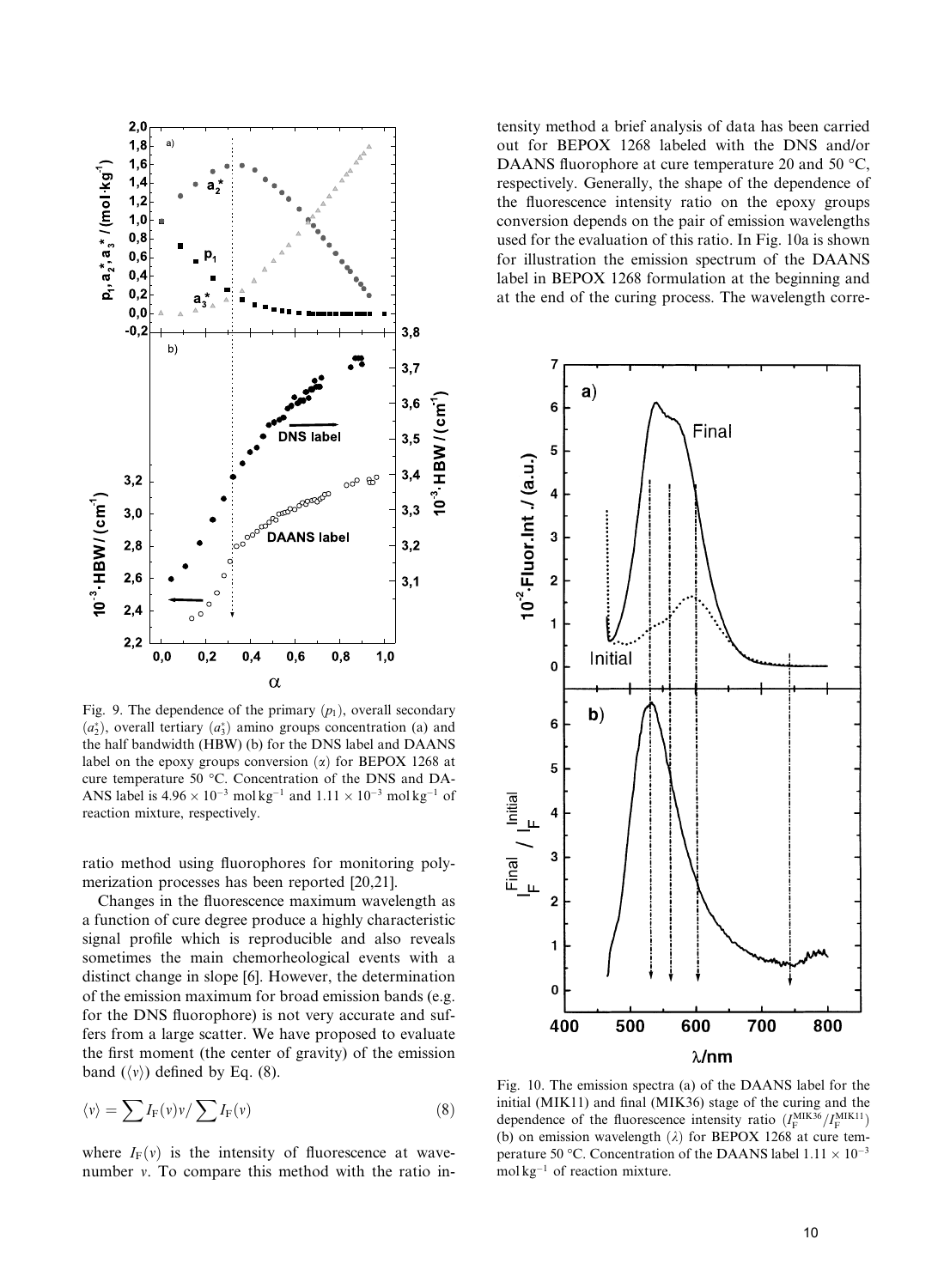Fig. 9. The dependence of the primary ($p_1$), overall secondary ($a_2^*$), overall tertiary ($a_3^*$) amino groups concentration (a) and the half bandwidth (HBW) (b) for the DNS label and DAANS label on the epoxy groups conversion ($\alpha$) for BEPOX 1268 at cure temperature 50 °C. Concentration of the DNS and DAANS label is $4.96 \times 10^{-3}$ mol kg$^{-1}$ and $1.11 \times 10^{-3}$ mol kg$^{-1}$ of reaction mixture, respectively.

ratio method using fluorophores for monitoring polymerization processes has been reported [20,21].

Changes in the fluorescence maximum wavelength as a function of cure degree produce a highly characteristic signal profile which is reproducible and also reveals sometimes the main chemorheological events with a distinct change in slope [6]. However, the determination of the emission maximum for broad emission bands (e.g. for the DNS fluorophore) is not very accurate and suffers from a large scatter. We have proposed to evaluate the first moment (the center of gravity) of the emission band ($\langle v \rangle$) defined by Eq. (8).

$$\langle v \rangle = \sum I_F(v)v / \sum I_F(v) \tag{8}$$

where $I_F(v)$ is the intensity of fluorescence at wavenumber $v$. To compare this method with the ratio intensity method a brief analysis of data has been carried out for BEPOX 1268 labeled with the DNS and/or DAANS fluorophore at cure temperature 20 and 50 °C, respectively. Generally, the shape of the dependence of the fluorescence intensity ratio on the epoxy groups conversion depends on the pair of emission wavelengths used for the evaluation of this ratio. In Fig. 10a is shown for illustration the emission spectrum of the DAANS label in BEPOX 1268 formulation at the beginning and at the end of the curing process. The wavelength corre-

Fig. 10. The emission spectra (a) of the DAANS label for the initial (MIK11) and final (MIK36) stage of the curing and the dependence of the fluorescence intensity ratio ($I_F^{MIK36}/I_F^{MIK11}$) (b) on emission wavelength ($\lambda$) for BEPOX 1268 at cure temperature 50 °C. Concentration of the DAANS label $1.11 \times 10^{-3}$ mol kg$^{-1}$ of reaction mixture.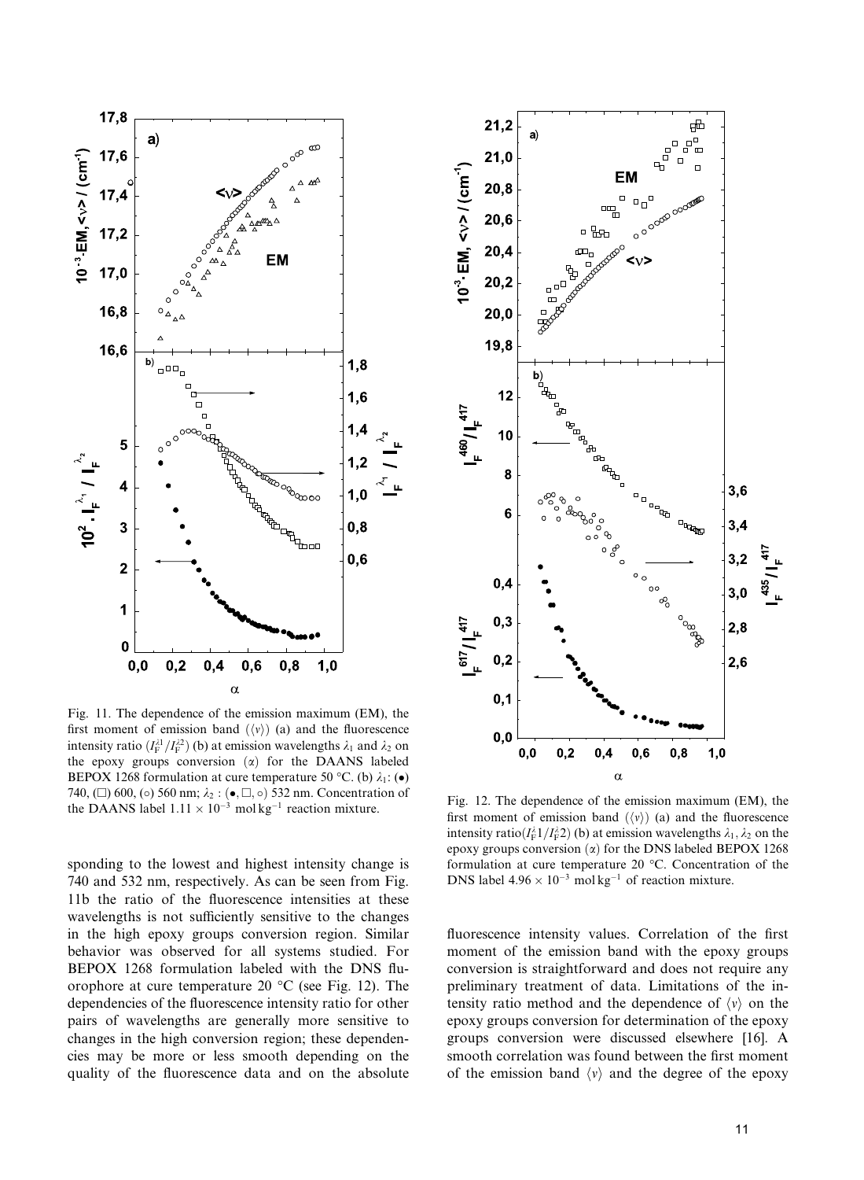17,8
a)
10⁻³·EM, <ν> / (cm⁻¹)
17,6
17,4
<ν>
17,2
EM
17,0
16,8
16,6
b)
1,8
1,6
1,4
1,2
1,0
0,8
0,6
$10^2 \cdot I_F^{\lambda_1} / I_F^{\lambda_2}$
$I_F^{\lambda_1} / I_F^{\lambda_2}$
5
4
3
2
1
0
0,0 0,2 0,4 0,6 0,8 1,0
α

Fig. 11. The dependence of the emission maximum (EM), the first moment of emission band ($\langle v \rangle$) (a) and the fluorescence intensity ratio ($I_F^{\lambda 1}/I_F^{\lambda 2}$) (b) at emission wavelengths $\lambda_1$ and $\lambda_2$ on the epoxy groups conversion ($\alpha$) for the DAANS labeled BEPOX 1268 formulation at cure temperature 50 °C. (b) $\lambda_1$: (●) 740, (□) 600, (○) 560 nm; $\lambda_2$ : (●, □, ○) 532 nm. Concentration of the DAANS label $1.11 \times 10^{-3}$ mol kg$^{-1}$ reaction mixture.

21,2
a)
10⁻³· EM, <ν> / (cm⁻¹)
21,0
EM
20,8
20,6
20,4
<ν>
20,2
20,0
19,8
b)
12
10
8
6
0,4
0,3
0,2
0,1
0,0
$I_F^{460}/I_F^{417}$
$I_F^{617}/I_F^{417}$
$I_F^{435}/I_F^{417}$
3,6
3,4
3,2
3,0
2,8
2,6
0,0 0,2 0,4 0,6 0,8 1,0
α

Fig. 12. The dependence of the emission maximum (EM), the first moment of emission band ($\langle v \rangle$) (a) and the fluorescence intensity ratio($I_F^{\lambda}1/I_F^{\lambda}2$) (b) at emission wavelengths $\lambda_1, \lambda_2$ on the epoxy groups conversion ($\alpha$) for the DNS labeled BEPOX 1268 formulation at cure temperature 20 °C. Concentration of the DNS label $4.96 \times 10^{-3}$ mol kg$^{-1}$ of reaction mixture.

sponding to the lowest and highest intensity change is 740 and 532 nm, respectively. As can be seen from Fig. 11b the ratio of the fluorescence intensities at these wavelengths is not sufficiently sensitive to the changes in the high epoxy groups conversion region. Similar behavior was observed for all systems studied. For BEPOX 1268 formulation labeled with the DNS fluorophore at cure temperature 20 °C (see Fig. 12). The dependencies of the fluorescence intensity ratio for other pairs of wavelengths are generally more sensitive to changes in the high conversion region; these dependencies may be more or less smooth depending on the quality of the fluorescence data and on the absolute fluorescence intensity values. Correlation of the first moment of the emission band with the epoxy groups conversion is straightforward and does not require any preliminary treatment of data. Limitations of the intensity ratio method and the dependence of $\langle v \rangle$ on the epoxy groups conversion for determination of the epoxy groups conversion were discussed elsewhere [16]. A smooth correlation was found between the first moment of the emission band $\langle v \rangle$ and the degree of the epoxy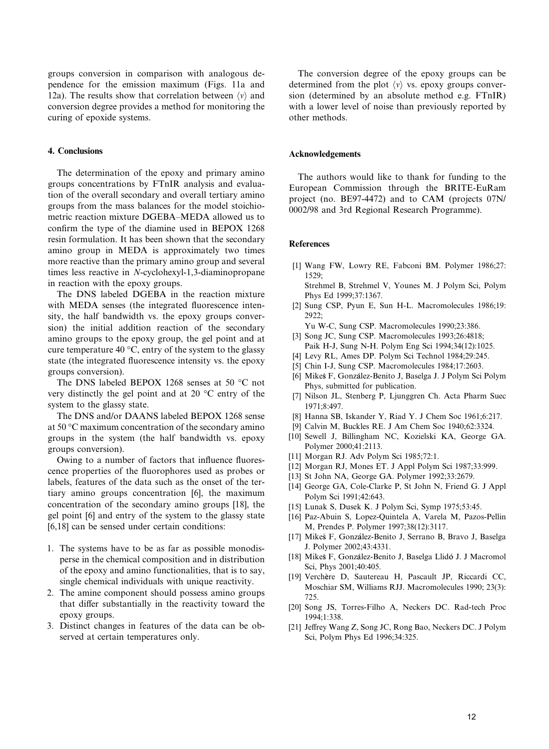groups conversion in comparison with analogous dependence for the emission maximum (Figs. 11a and 12a). The results show that correlation between $\langle v \rangle$ and conversion degree provides a method for monitoring the curing of epoxide systems.

## 4. Conclusions

The determination of the epoxy and primary amino groups concentrations by FTnIR analysis and evaluation of the overall secondary and overall tertiary amino groups from the mass balances for the model stoichiometric reaction mixture DGEBA–MEDA allowed us to confirm the type of the diamine used in BEPOX 1268 resin formulation. It has been shown that the secondary amino group in MEDA is approximately two times more reactive than the primary amino group and several times less reactive in *N*-cyclohexyl-1,3-diaminopropane in reaction with the epoxy groups.

The DNS labeled DGEBA in the reaction mixture with MEDA senses (the integrated fluorescence intensity, the half bandwidth vs. the epoxy groups conversion) the initial addition reaction of the secondary amino groups to the epoxy group, the gel point and at cure temperature 40 °C, entry of the system to the glassy state (the integrated fluorescence intensity vs. the epoxy groups conversion).

The DNS labeled BEPOX 1268 senses at 50 °C not very distinctly the gel point and at 20 °C entry of the system to the glassy state.

The DNS and/or DAANS labeled BEPOX 1268 sense at 50 °C maximum concentration of the secondary amino groups in the system (the half bandwidth vs. epoxy groups conversion).

Owing to a number of factors that influence fluorescence properties of the fluorophores used as probes or labels, features of the data such as the onset of the tertiary amino groups concentration [6], the maximum concentration of the secondary amino groups [18], the gel point [6] and entry of the system to the glassy state [6,18] can be sensed under certain conditions:

1. The systems have to be as far as possible monodisperse in the chemical composition and in distribution of the epoxy and amino functionalities, that is to say, single chemical individuals with unique reactivity.
2. The amine component should possess amino groups that differ substantially in the reactivity toward the epoxy groups.
3. Distinct changes in features of the data can be observed at certain temperatures only.

The conversion degree of the epoxy groups can be determined from the plot $\langle v \rangle$ vs. epoxy groups conversion (determined by an absolute method e.g. FTnIR) with a lower level of noise than previously reported by other methods.

## Acknowledgements

The authors would like to thank for funding to the European Commission through the BRITE-EuRam project (no. BE97-4472) and to CAM (projects 07N/0002/98 and 3rd Regional Research Programme).

## References

[1] Wang FW, Lowry RE, Fabconi BM. Polymer 1986;27:1529;
Strehmel B, Strehmel V, Younes M. J Polym Sci, Polym Phys Ed 1999;37:1367.

[2] Sung CSP, Pyun E, Sun H-L. Macromolecules 1986;19:2922;
Yu W-C, Sung CSP. Macromolecules 1990;23:386.

[3] Song JC, Sung CSP. Macromolecules 1993;26:4818;
Paik H-J, Sung N-H. Polym Eng Sci 1994;34(12):1025.

[4] Levy RL, Ames DP. Polym Sci Technol 1984;29:245.

[5] Chin I-J, Sung CSP. Macromolecules 1984;17:2603.

[6] Mikeš F, González-Benito J, Baselga J. J Polym Sci Polym Phys, submitted for publication.

[7] Nilson JL, Stenberg P, Ljunggren Ch. Acta Pharm Suec 1971;8:497.

[8] Hanna SB, Iskander Y, Riad Y. J Chem Soc 1961;6:217.

[9] Calvin M, Buckles RE. J Am Chem Soc 1940;62:3324.

[10] Sewell J, Billingham NC, Kozielski KA, George GA. Polymer 2000;41:2113.

[11] Morgan RJ. Adv Polym Sci 1985;72:1.

[12] Morgan RJ, Mones ET. J Appl Polym Sci 1987;33:999.

[13] St John NA, George GA. Polymer 1992;33:2679.

[14] George GA, Cole-Clarke P, St John N, Friend G. J Appl Polym Sci 1991;42:643.

[15] Lunak S, Dusek K. J Polym Sci, Symp 1975;53:45.

[16] Paz-Abuin S, Lopez-Quintela A, Varela M, Pazos-Pellin M, Prendes P. Polymer 1997;38(12):3117.

[17] Mikeš F, González-Benito J, Serrano B, Bravo J, Baselga J. Polymer 2002;43:4331.

[18] Mikeš F, González-Benito J, Baselga Llidó J. J Macromol Sci, Phys 2001;40:405.

[19] Verchère D, Sautereau H, Pascault JP, Riccardi CC, Moschiar SM, Williams RJJ. Macromolecules 1990; 23(3):725.

[20] Song JS, Torres-Filho A, Neckers DC. Rad-tech Proc 1994;1:338.

[21] Jeffrey Wang Z, Song JC, Rong Bao, Neckers DC. J Polym Sci, Polym Phys Ed 1996;34:325.